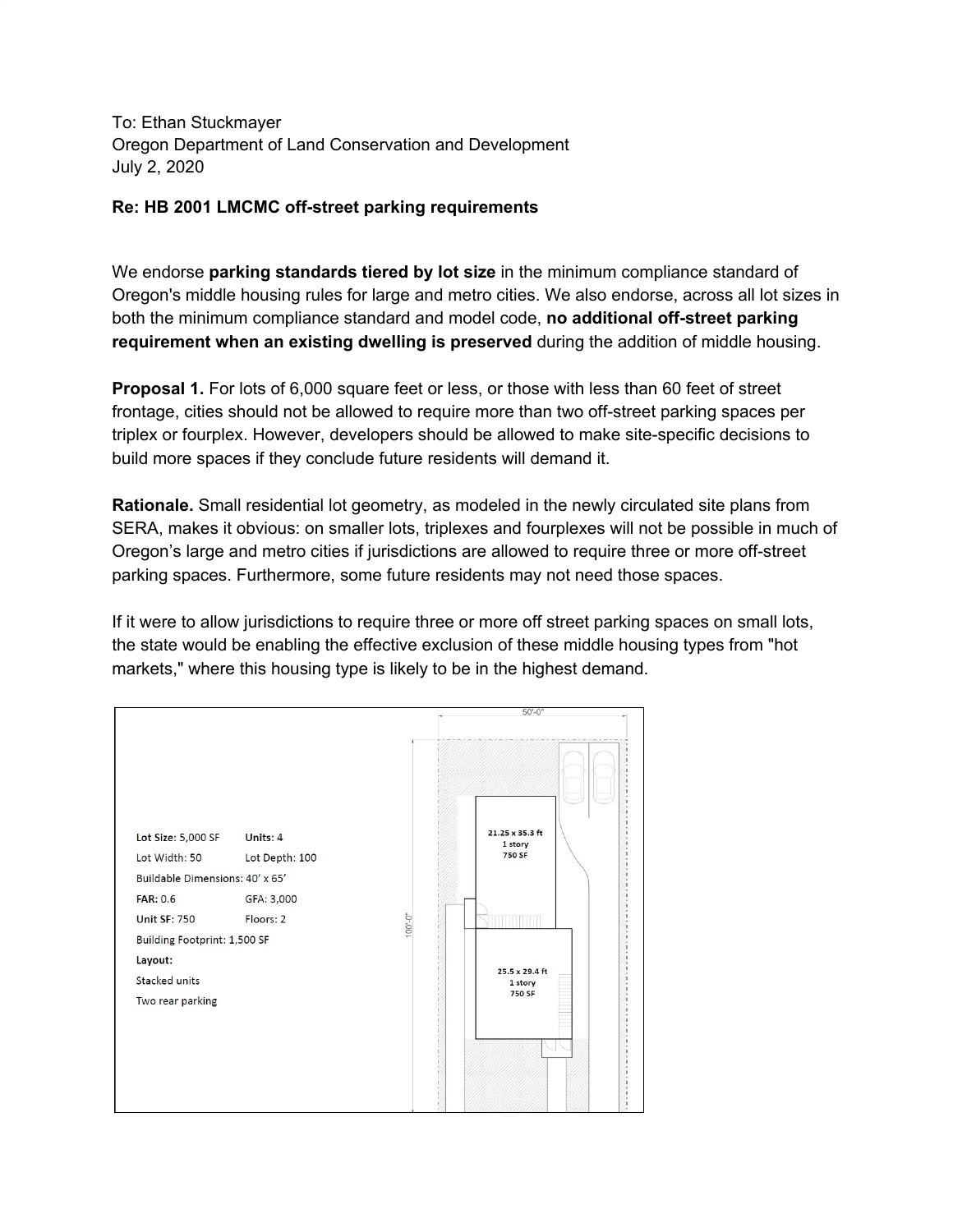To: Ethan Stuckmayer
Oregon Department of Land Conservation and Development
July 2, 2020

**Re: HB 2001 LMCMC off-street parking requirements**

We endorse **parking standards tiered by lot size** in the minimum compliance standard of Oregon's middle housing rules for large and metro cities. We also endorse, across all lot sizes in both the minimum compliance standard and model code, **no additional off-street parking requirement when an existing dwelling is preserved** during the addition of middle housing.

**Proposal 1.** For lots of 6,000 square feet or less, or those with less than 60 feet of street frontage, cities should not be allowed to require more than two off-street parking spaces per triplex or fourplex. However, developers should be allowed to make site-specific decisions to build more spaces if they conclude future residents will demand it.

**Rationale.** Small residential lot geometry, as modeled in the newly circulated site plans from SERA, makes it obvious: on smaller lots, triplexes and fourplexes will not be possible in much of Oregon's large and metro cities if jurisdictions are allowed to require three or more off-street parking spaces. Furthermore, some future residents may not need those spaces.

If it were to allow jurisdictions to require three or more off street parking spaces on small lots, the state would be enabling the effective exclusion of these middle housing types from "hot markets," where this housing type is likely to be in the highest demand.

**Lot Size:** 5,000 SF | **Units:** 4
Lot Width: 50 | Lot Depth: 100
Buildable Dimensions: 40' x 65'
**FAR:** 0.6 | GFA: 3,000
**Unit SF:** 750 | Floors: 2
Building Footprint: 1,500 SF
**Layout:**
Stacked units
Two rear parking

50'-0"
100'-0"

21.25 x 35.3 ft
1 story
750 SF

25.5 x 29.4 ft
1 story
750 SF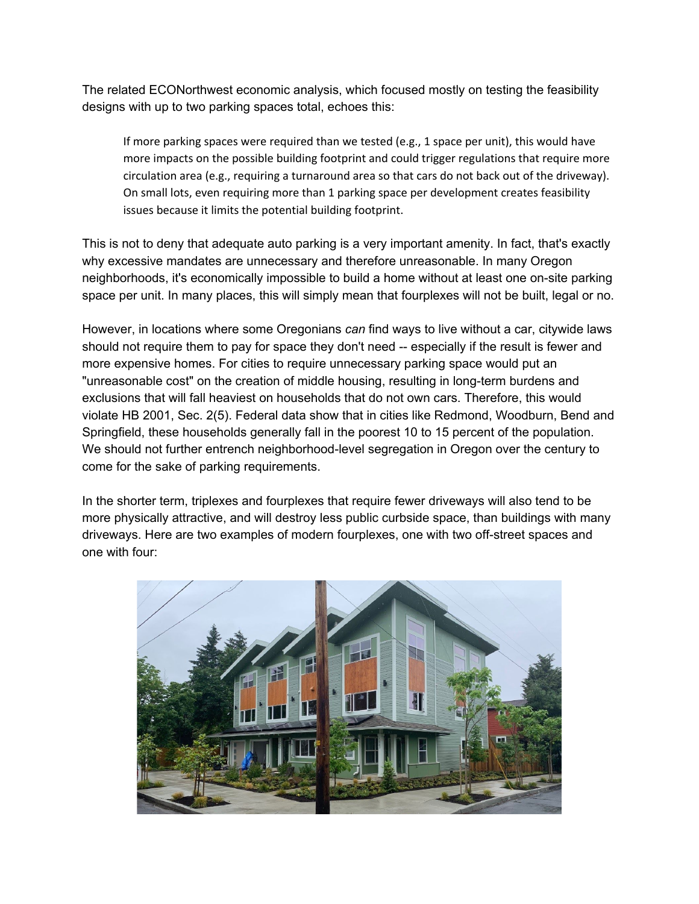The related ECONorthwest economic analysis, which focused mostly on testing the feasibility designs with up to two parking spaces total, echoes this:

> If more parking spaces were required than we tested (e.g., 1 space per unit), this would have more impacts on the possible building footprint and could trigger regulations that require more circulation area (e.g., requiring a turnaround area so that cars do not back out of the driveway). On small lots, even requiring more than 1 parking space per development creates feasibility issues because it limits the potential building footprint.

This is not to deny that adequate auto parking is a very important amenity. In fact, that's exactly why excessive mandates are unnecessary and therefore unreasonable. In many Oregon neighborhoods, it's economically impossible to build a home without at least one on-site parking space per unit. In many places, this will simply mean that fourplexes will not be built, legal or no.

However, in locations where some Oregonians *can* find ways to live without a car, citywide laws should not require them to pay for space they don't need -- especially if the result is fewer and more expensive homes. For cities to require unnecessary parking space would put an "unreasonable cost" on the creation of middle housing, resulting in long-term burdens and exclusions that will fall heaviest on households that do not own cars. Therefore, this would violate HB 2001, Sec. 2(5). Federal data show that in cities like Redmond, Woodburn, Bend and Springfield, these households generally fall in the poorest 10 to 15 percent of the population. We should not further entrench neighborhood-level segregation in Oregon over the century to come for the sake of parking requirements.

In the shorter term, triplexes and fourplexes that require fewer driveways will also tend to be more physically attractive, and will destroy less public curbside space, than buildings with many driveways. Here are two examples of modern fourplexes, one with two off-street spaces and one with four: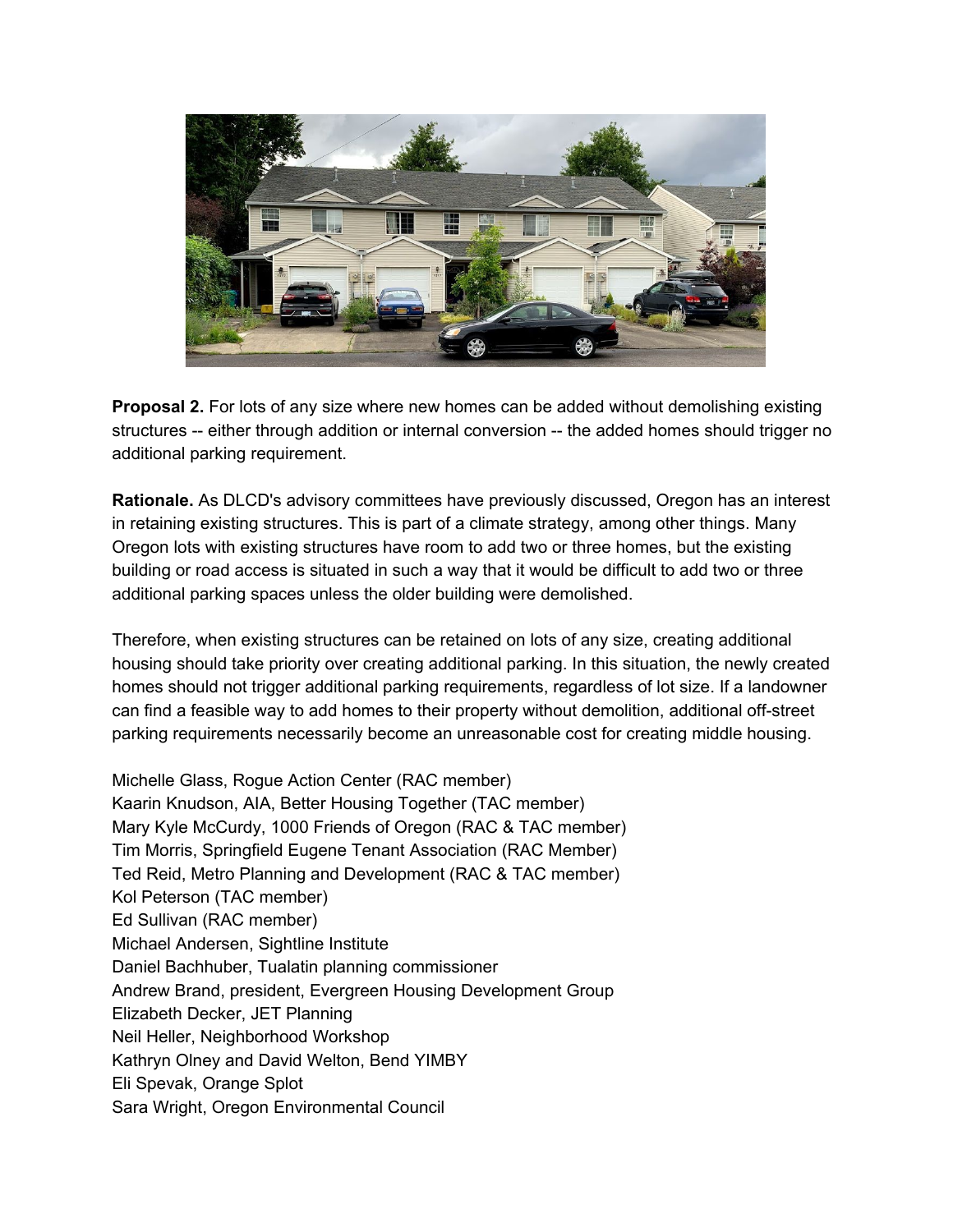**Proposal 2.** For lots of any size where new homes can be added without demolishing existing structures -- either through addition or internal conversion -- the added homes should trigger no additional parking requirement.

**Rationale.** As DLCD's advisory committees have previously discussed, Oregon has an interest in retaining existing structures. This is part of a climate strategy, among other things. Many Oregon lots with existing structures have room to add two or three homes, but the existing building or road access is situated in such a way that it would be difficult to add two or three additional parking spaces unless the older building were demolished.

Therefore, when existing structures can be retained on lots of any size, creating additional housing should take priority over creating additional parking. In this situation, the newly created homes should not trigger additional parking requirements, regardless of lot size. If a landowner can find a feasible way to add homes to their property without demolition, additional off-street parking requirements necessarily become an unreasonable cost for creating middle housing.

Michelle Glass, Rogue Action Center (RAC member)
Kaarin Knudson, AIA, Better Housing Together (TAC member)
Mary Kyle McCurdy, 1000 Friends of Oregon (RAC & TAC member)
Tim Morris, Springfield Eugene Tenant Association (RAC Member)
Ted Reid, Metro Planning and Development (RAC & TAC member)
Kol Peterson (TAC member)
Ed Sullivan (RAC member)
Michael Andersen, Sightline Institute
Daniel Bachhuber, Tualatin planning commissioner
Andrew Brand, president, Evergreen Housing Development Group
Elizabeth Decker, JET Planning
Neil Heller, Neighborhood Workshop
Kathryn Olney and David Welton, Bend YIMBY
Eli Spevak, Orange Splot
Sara Wright, Oregon Environmental Council